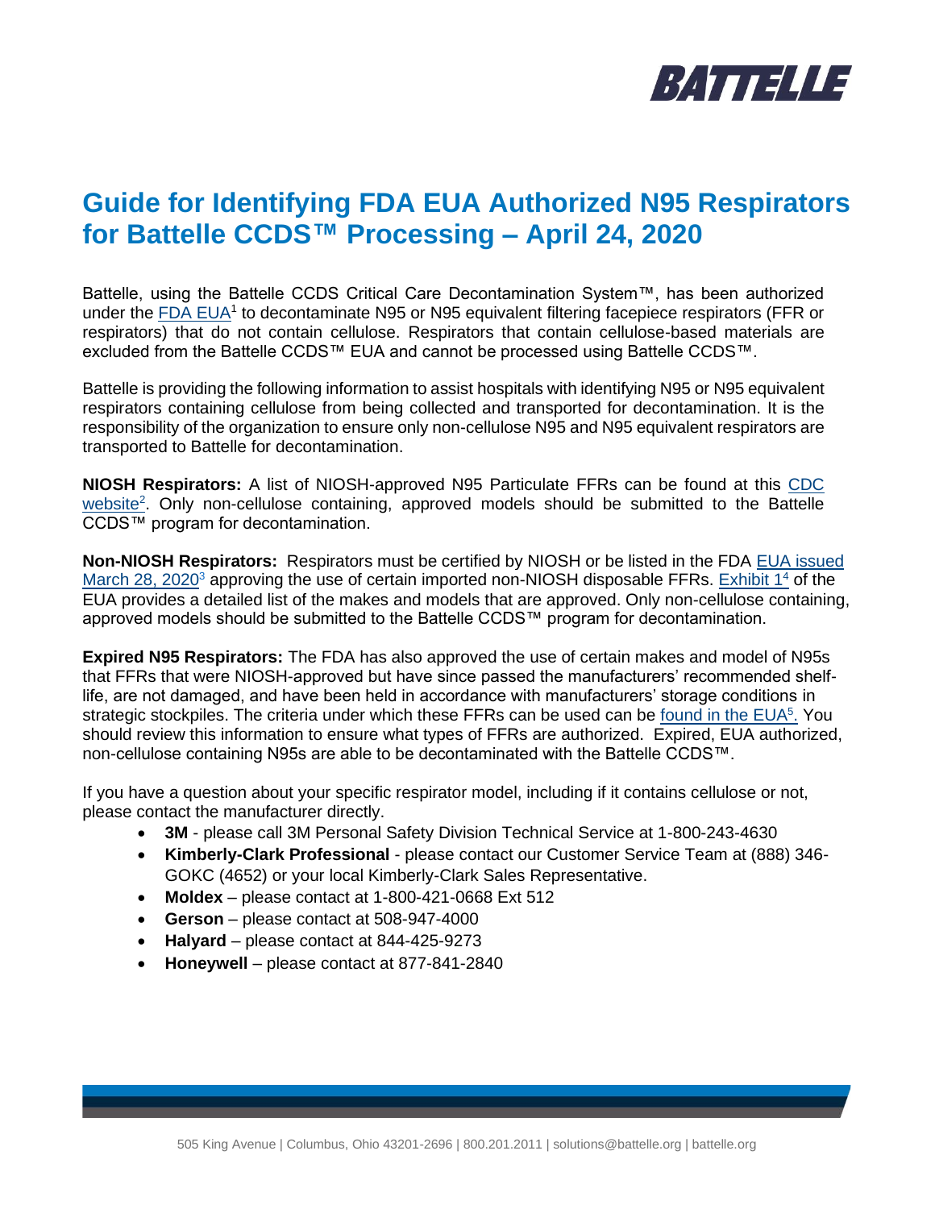# Guide for Identifying FDA EUA Authorized N95 Respirators for Battelle CCDS™ Processing – April 24, 2020

Battelle, using the Battelle CCDS Critical Care Decontamination System™, has been authorized under the FDA EUA[1] to decontaminate N95 or N95 equivalent filtering facepiece respirators (FFR or respirators) that do not contain cellulose. Respirators that contain cellulose-based materials are excluded from the Battelle CCDS™ EUA and cannot be processed using Battelle CCDS™.

Battelle is providing the following information to assist hospitals with identifying N95 or N95 equivalent respirators containing cellulose from being collected and transported for decontamination. It is the responsibility of the organization to ensure only non-cellulose N95 and N95 equivalent respirators are transported to Battelle for decontamination.

**NIOSH Respirators:** A list of NIOSH-approved N95 Particulate FFRs can be found at this CDC website[2]. Only non-cellulose containing, approved models should be submitted to the Battelle CCDS™ program for decontamination.

**Non-NIOSH Respirators:** Respirators must be certified by NIOSH or be listed in the FDA EUA issued March 28, 2020[3] approving the use of certain imported non-NIOSH disposable FFRs. Exhibit 1[4] of the EUA provides a detailed list of the makes and models that are approved. Only non-cellulose containing, approved models should be submitted to the Battelle CCDS™ program for decontamination.

**Expired N95 Respirators:** The FDA has also approved the use of certain makes and model of N95s that FFRs that were NIOSH-approved but have since passed the manufacturers' recommended shelf-life, are not damaged, and have been held in accordance with manufacturers' storage conditions in strategic stockpiles. The criteria under which these FFRs can be used can be found in the EUA[5]. You should review this information to ensure what types of FFRs are authorized. Expired, EUA authorized, non-cellulose containing N95s are able to be decontaminated with the Battelle CCDS™.

If you have a question about your specific respirator model, including if it contains cellulose or not, please contact the manufacturer directly.

- **3M** - please call 3M Personal Safety Division Technical Service at 1-800-243-4630
- **Kimberly-Clark Professional** - please contact our Customer Service Team at (888) 346-GOKC (4652) or your local Kimberly-Clark Sales Representative.
- **Moldex** – please contact at 1-800-421-0668 Ext 512
- **Gerson** – please contact at 508-947-4000
- **Halyard** – please contact at 844-425-9273
- **Honeywell** – please contact at 877-841-2840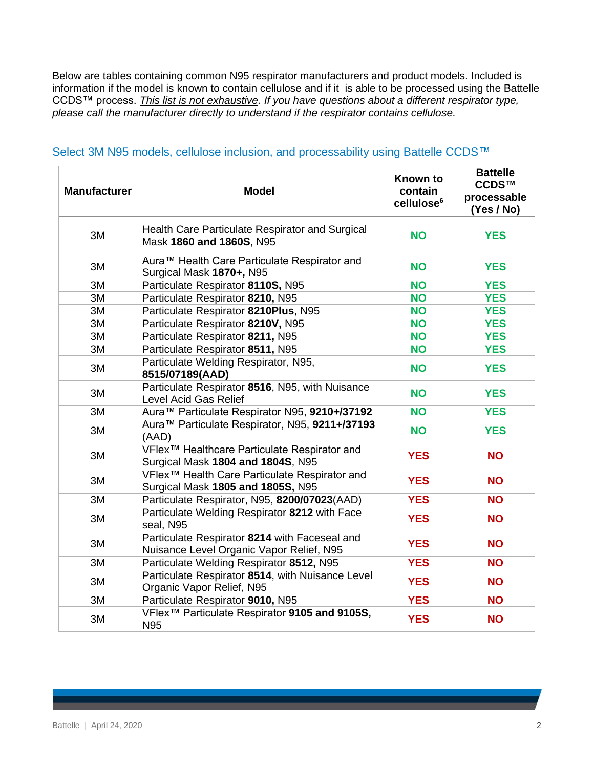Below are tables containing common N95 respirator manufacturers and product models. Included is information if the model is known to contain cellulose and if it is able to be processed using the Battelle CCDS™ process. _This list is not exhaustive._ _If you have questions about a different respirator type, please call the manufacturer directly to understand if the respirator contains cellulose._

## Select 3M N95 models, cellulose inclusion, and processability using Battelle CCDS™

| Manufacturer | Model | Known to contain cellulose[6] | Battelle CCDS™ processable (Yes / No) |
|---|---|---|---|
| 3M | Health Care Particulate Respirator and Surgical Mask **1860 and 1860S**, N95 | **NO** | **YES** |
| 3M | Aura™ Health Care Particulate Respirator and Surgical Mask **1870+,** N95 | **NO** | **YES** |
| 3M | Particulate Respirator **8110S,** N95 | **NO** | **YES** |
| 3M | Particulate Respirator **8210,** N95 | **NO** | **YES** |
| 3M | Particulate Respirator **8210Plus**, N95 | **NO** | **YES** |
| 3M | Particulate Respirator **8210V,** N95 | **NO** | **YES** |
| 3M | Particulate Respirator **8211,** N95 | **NO** | **YES** |
| 3M | Particulate Respirator **8511,** N95 | **NO** | **YES** |
| 3M | Particulate Welding Respirator, N95, **8515/07189(AAD)** | **NO** | **YES** |
| 3M | Particulate Respirator **8516**, N95, with Nuisance Level Acid Gas Relief | **NO** | **YES** |
| 3M | Aura™ Particulate Respirator N95, **9210+/37192** | **NO** | **YES** |
| 3M | Aura™ Particulate Respirator, N95, **9211+/37193** (AAD) | **NO** | **YES** |
| 3M | VFlex™ Healthcare Particulate Respirator and Surgical Mask **1804 and 1804S**, N95 | **YES** | **NO** |
| 3M | VFlex™ Health Care Particulate Respirator and Surgical Mask **1805 and 1805S,** N95 | **YES** | **NO** |
| 3M | Particulate Respirator, N95, **8200/07023**(AAD) | **YES** | **NO** |
| 3M | Particulate Welding Respirator **8212** with Face seal, N95 | **YES** | **NO** |
| 3M | Particulate Respirator **8214** with Faceseal and Nuisance Level Organic Vapor Relief, N95 | **YES** | **NO** |
| 3M | Particulate Welding Respirator **8512,** N95 | **YES** | **NO** |
| 3M | Particulate Respirator **8514**, with Nuisance Level Organic Vapor Relief, N95 | **YES** | **NO** |
| 3M | Particulate Respirator **9010,** N95 | **YES** | **NO** |
| 3M | VFlex™ Particulate Respirator **9105 and 9105S,** N95 | **YES** | **NO** |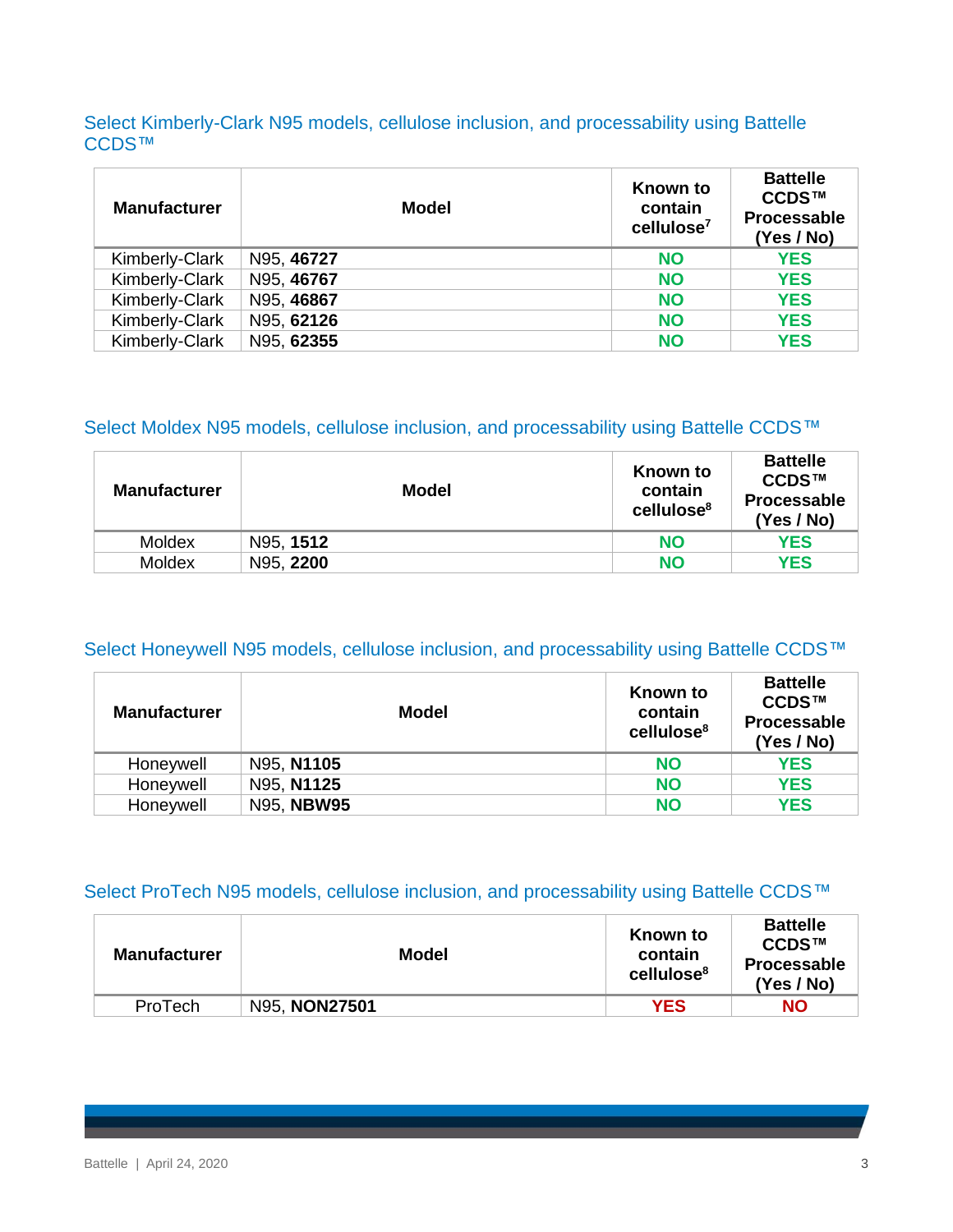### Select Kimberly-Clark N95 models, cellulose inclusion, and processability using Battelle CCDS™

| Manufacturer | Model | Known to contain cellulose[7] | Battelle CCDS™ Processable (Yes / No) |
|---|---|---|---|
| Kimberly-Clark | N95, **46727** | NO | YES |
| Kimberly-Clark | N95, **46767** | NO | YES |
| Kimberly-Clark | N95, **46867** | NO | YES |
| Kimberly-Clark | N95, **62126** | NO | YES |
| Kimberly-Clark | N95, **62355** | NO | YES |

### Select Moldex N95 models, cellulose inclusion, and processability using Battelle CCDS™

| Manufacturer | Model | Known to contain cellulose[8] | Battelle CCDS™ Processable (Yes / No) |
|---|---|---|---|
| Moldex | N95, **1512** | NO | YES |
| Moldex | N95, **2200** | NO | YES |

### Select Honeywell N95 models, cellulose inclusion, and processability using Battelle CCDS™

| Manufacturer | Model | Known to contain cellulose[8] | Battelle CCDS™ Processable (Yes / No) |
|---|---|---|---|
| Honeywell | N95, **N1105** | NO | YES |
| Honeywell | N95, **N1125** | NO | YES |
| Honeywell | N95, **NBW95** | NO | YES |

### Select ProTech N95 models, cellulose inclusion, and processability using Battelle CCDS™

| Manufacturer | Model | Known to contain cellulose[8] | Battelle CCDS™ Processable (Yes / No) |
|---|---|---|---|
| ProTech | N95, **NON27501** | YES | NO |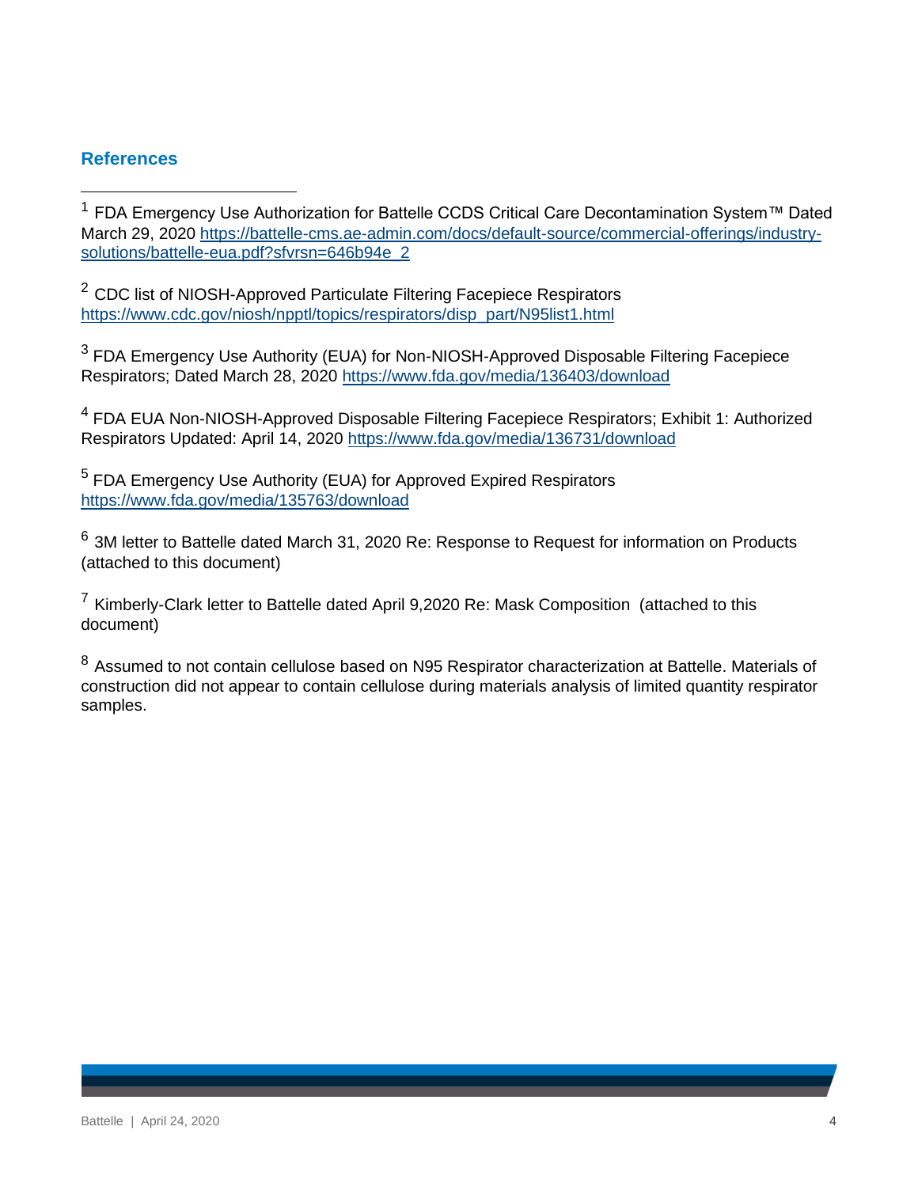## References

[1] FDA Emergency Use Authorization for Battelle CCDS Critical Care Decontamination System™ Dated March 29, 2020 https://battelle-cms.ae-admin.com/docs/default-source/commercial-offerings/industry-solutions/battelle-eua.pdf?sfvrsn=646b94e_2

[2] CDC list of NIOSH-Approved Particulate Filtering Facepiece Respirators https://www.cdc.gov/niosh/npptl/topics/respirators/disp_part/N95list1.html

[3] FDA Emergency Use Authority (EUA) for Non-NIOSH-Approved Disposable Filtering Facepiece Respirators; Dated March 28, 2020 https://www.fda.gov/media/136403/download

[4] FDA EUA Non-NIOSH-Approved Disposable Filtering Facepiece Respirators; Exhibit 1: Authorized Respirators Updated: April 14, 2020 https://www.fda.gov/media/136731/download

[5] FDA Emergency Use Authority (EUA) for Approved Expired Respirators https://www.fda.gov/media/135763/download

[6] 3M letter to Battelle dated March 31, 2020 Re: Response to Request for information on Products (attached to this document)

[7] Kimberly-Clark letter to Battelle dated April 9,2020 Re: Mask Composition (attached to this document)

[8] Assumed to not contain cellulose based on N95 Respirator characterization at Battelle. Materials of construction did not appear to contain cellulose during materials analysis of limited quantity respirator samples.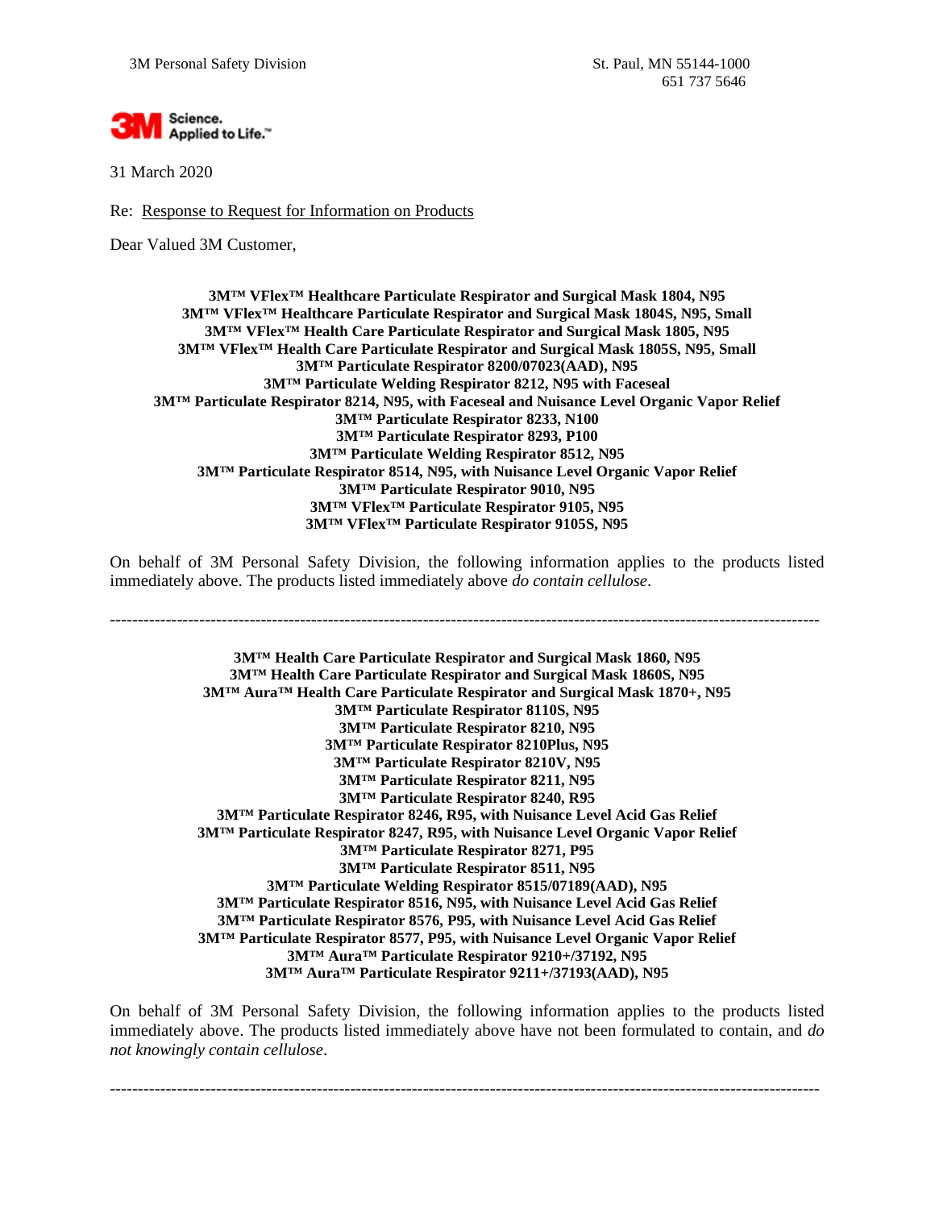3M Personal Safety Division

St. Paul, MN 55144-1000
651 737 5646

3M Science. Applied to Life.™

31 March 2020

Re: Response to Request for Information on Products

Dear Valued 3M Customer,

**3M™ VFlex™ Healthcare Particulate Respirator and Surgical Mask 1804, N95**
**3M™ VFlex™ Healthcare Particulate Respirator and Surgical Mask 1804S, N95, Small**
**3M™ VFlex™ Health Care Particulate Respirator and Surgical Mask 1805, N95**
**3M™ VFlex™ Health Care Particulate Respirator and Surgical Mask 1805S, N95, Small**
**3M™ Particulate Respirator 8200/07023(AAD), N95**
**3M™ Particulate Welding Respirator 8212, N95 with Faceseal**
**3M™ Particulate Respirator 8214, N95, with Faceseal and Nuisance Level Organic Vapor Relief**
**3M™ Particulate Respirator 8233, N100**
**3M™ Particulate Respirator 8293, P100**
**3M™ Particulate Welding Respirator 8512, N95**
**3M™ Particulate Respirator 8514, N95, with Nuisance Level Organic Vapor Relief**
**3M™ Particulate Respirator 9010, N95**
**3M™ VFlex™ Particulate Respirator 9105, N95**
**3M™ VFlex™ Particulate Respirator 9105S, N95**

On behalf of 3M Personal Safety Division, the following information applies to the products listed immediately above. The products listed immediately above *do contain cellulose*.

---

**3M™ Health Care Particulate Respirator and Surgical Mask 1860, N95**
**3M™ Health Care Particulate Respirator and Surgical Mask 1860S, N95**
**3M™ Aura™ Health Care Particulate Respirator and Surgical Mask 1870+, N95**
**3M™ Particulate Respirator 8110S, N95**
**3M™ Particulate Respirator 8210, N95**
**3M™ Particulate Respirator 8210Plus, N95**
**3M™ Particulate Respirator 8210V, N95**
**3M™ Particulate Respirator 8211, N95**
**3M™ Particulate Respirator 8240, R95**
**3M™ Particulate Respirator 8246, R95, with Nuisance Level Acid Gas Relief**
**3M™ Particulate Respirator 8247, R95, with Nuisance Level Organic Vapor Relief**
**3M™ Particulate Respirator 8271, P95**
**3M™ Particulate Respirator 8511, N95**
**3M™ Particulate Welding Respirator 8515/07189(AAD), N95**
**3M™ Particulate Respirator 8516, N95, with Nuisance Level Acid Gas Relief**
**3M™ Particulate Respirator 8576, P95, with Nuisance Level Acid Gas Relief**
**3M™ Particulate Respirator 8577, P95, with Nuisance Level Organic Vapor Relief**
**3M™ Aura™ Particulate Respirator 9210+/37192, N95**
**3M™ Aura™ Particulate Respirator 9211+/37193(AAD), N95**

On behalf of 3M Personal Safety Division, the following information applies to the products listed immediately above. The products listed immediately above have not been formulated to contain, and *do not knowingly contain cellulose*.

---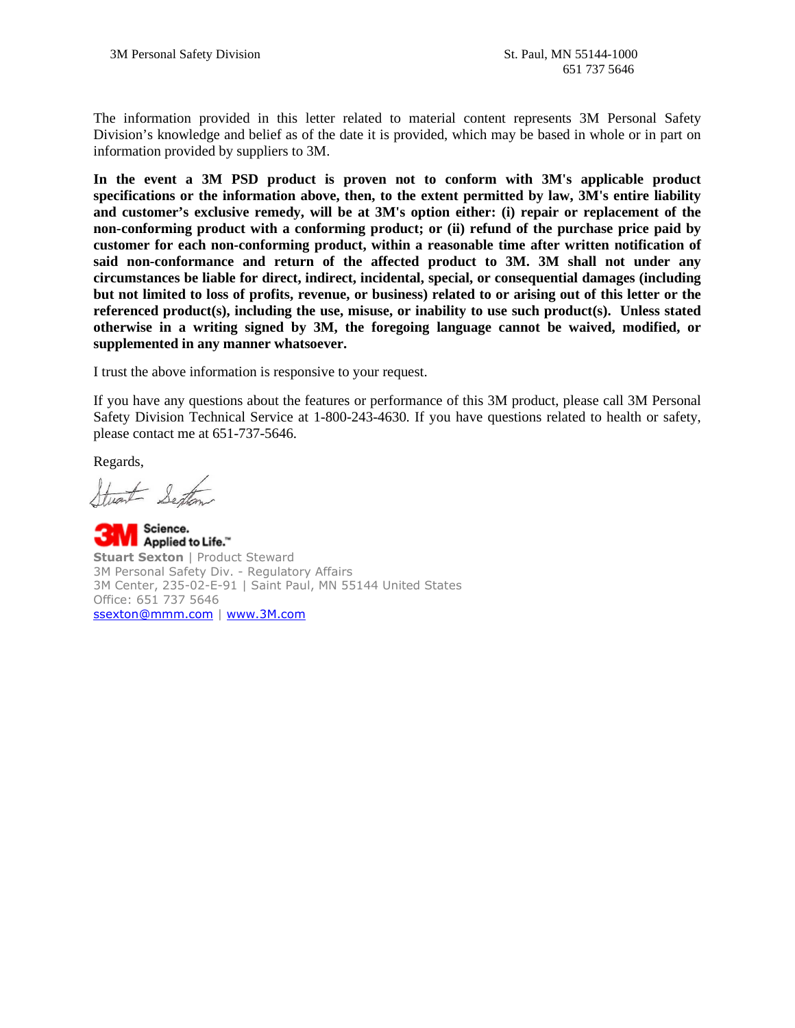The information provided in this letter related to material content represents 3M Personal Safety Division's knowledge and belief as of the date it is provided, which may be based in whole or in part on information provided by suppliers to 3M.

**In the event a 3M PSD product is proven not to conform with 3M's applicable product specifications or the information above, then, to the extent permitted by law, 3M's entire liability and customer's exclusive remedy, will be at 3M's option either: (i) repair or replacement of the non-conforming product with a conforming product; or (ii) refund of the purchase price paid by customer for each non-conforming product, within a reasonable time after written notification of said non-conformance and return of the affected product to 3M. 3M shall not under any circumstances be liable for direct, indirect, incidental, special, or consequential damages (including but not limited to loss of profits, revenue, or business) related to or arising out of this letter or the referenced product(s), including the use, misuse, or inability to use such product(s). Unless stated otherwise in a writing signed by 3M, the foregoing language cannot be waived, modified, or supplemented in any manner whatsoever.**

I trust the above information is responsive to your request.

If you have any questions about the features or performance of this 3M product, please call 3M Personal Safety Division Technical Service at 1-800-243-4630. If you have questions related to health or safety, please contact me at 651-737-5646.

Regards,

Stuart Sexton

3M Science. Applied to Life.™

**Stuart Sexton** | Product Steward
3M Personal Safety Div. - Regulatory Affairs
3M Center, 235-02-E-91 | Saint Paul, MN 55144 United States
Office: 651 737 5646
ssexton@mmm.com | www.3M.com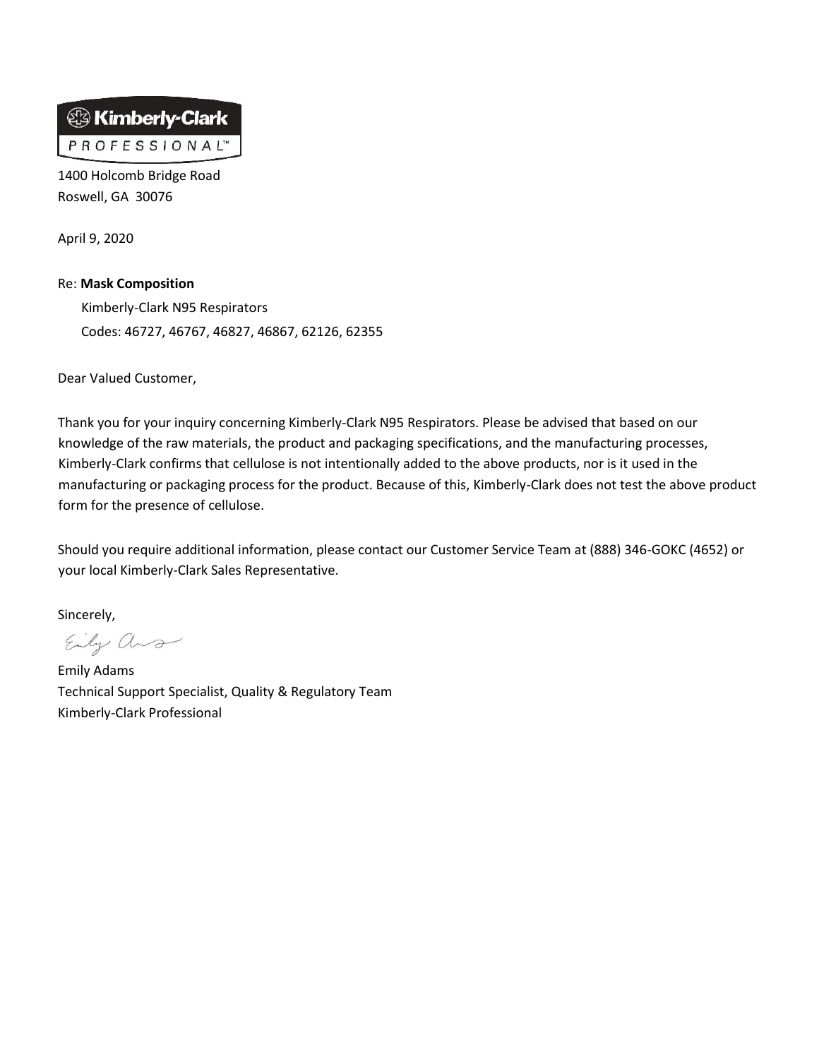Kimberly-Clark
PROFESSIONAL™

1400 Holcomb Bridge Road
Roswell, GA 30076

April 9, 2020

Re: **Mask Composition**

Kimberly-Clark N95 Respirators
Codes: 46727, 46767, 46827, 46867, 62126, 62355

Dear Valued Customer,

Thank you for your inquiry concerning Kimberly-Clark N95 Respirators. Please be advised that based on our knowledge of the raw materials, the product and packaging specifications, and the manufacturing processes, Kimberly-Clark confirms that cellulose is not intentionally added to the above products, nor is it used in the manufacturing or packaging process for the product. Because of this, Kimberly-Clark does not test the above product form for the presence of cellulose.

Should you require additional information, please contact our Customer Service Team at (888) 346-GOKC (4652) or your local Kimberly-Clark Sales Representative.

Sincerely,

Emily Adams
Technical Support Specialist, Quality & Regulatory Team
Kimberly-Clark Professional